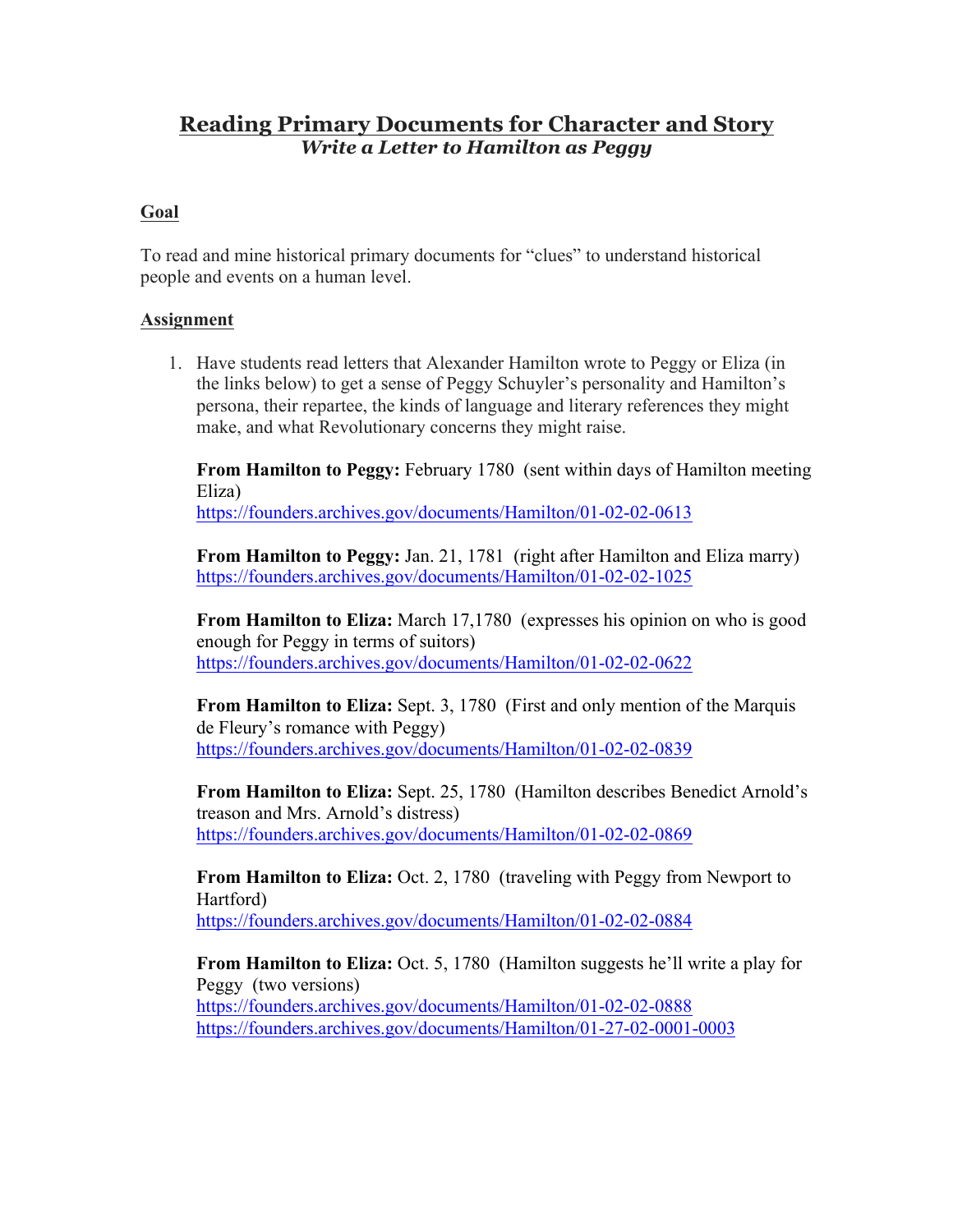# Reading Primary Documents for Character and Story

***Write a Letter to Hamilton as Peggy***

## Goal

To read and mine historical primary documents for "clues" to understand historical people and events on a human level.

## Assignment

1. Have students read letters that Alexander Hamilton wrote to Peggy or Eliza (in the links below) to get a sense of Peggy Schuyler's personality and Hamilton's persona, their repartee, the kinds of language and literary references they might make, and what Revolutionary concerns they might raise.

   **From Hamilton to Peggy:** February 1780 (sent within days of Hamilton meeting Eliza)
   https://founders.archives.gov/documents/Hamilton/01-02-02-0613

   **From Hamilton to Peggy:** Jan. 21, 1781 (right after Hamilton and Eliza marry)
   https://founders.archives.gov/documents/Hamilton/01-02-02-1025

   **From Hamilton to Eliza:** March 17,1780 (expresses his opinion on who is good enough for Peggy in terms of suitors)
   https://founders.archives.gov/documents/Hamilton/01-02-02-0622

   **From Hamilton to Eliza:** Sept. 3, 1780 (First and only mention of the Marquis de Fleury's romance with Peggy)
   https://founders.archives.gov/documents/Hamilton/01-02-02-0839

   **From Hamilton to Eliza:** Sept. 25, 1780 (Hamilton describes Benedict Arnold's treason and Mrs. Arnold's distress)
   https://founders.archives.gov/documents/Hamilton/01-02-02-0869

   **From Hamilton to Eliza:** Oct. 2, 1780 (traveling with Peggy from Newport to Hartford)
   https://founders.archives.gov/documents/Hamilton/01-02-02-0884

   **From Hamilton to Eliza:** Oct. 5, 1780 (Hamilton suggests he'll write a play for Peggy (two versions)
   https://founders.archives.gov/documents/Hamilton/01-02-02-0888
   https://founders.archives.gov/documents/Hamilton/01-27-02-0001-0003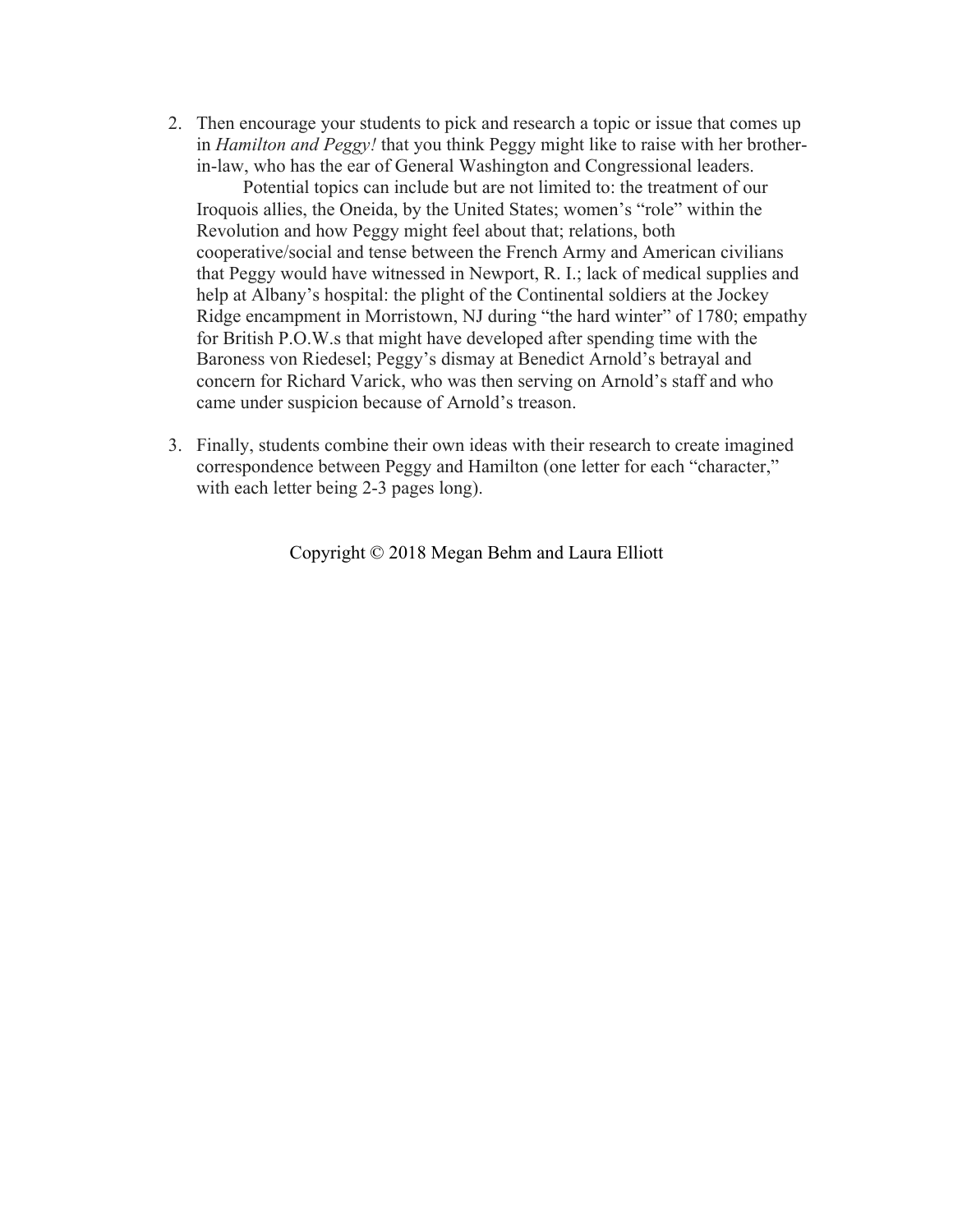2. Then encourage your students to pick and research a topic or issue that comes up in *Hamilton and Peggy!* that you think Peggy might like to raise with her brother-in-law, who has the ear of General Washington and Congressional leaders.

   Potential topics can include but are not limited to: the treatment of our Iroquois allies, the Oneida, by the United States; women's "role" within the Revolution and how Peggy might feel about that; relations, both cooperative/social and tense between the French Army and American civilians that Peggy would have witnessed in Newport, R. I.; lack of medical supplies and help at Albany's hospital: the plight of the Continental soldiers at the Jockey Ridge encampment in Morristown, NJ during "the hard winter" of 1780; empathy for British P.O.W.s that might have developed after spending time with the Baroness von Riedesel; Peggy's dismay at Benedict Arnold's betrayal and concern for Richard Varick, who was then serving on Arnold's staff and who came under suspicion because of Arnold's treason.

3. Finally, students combine their own ideas with their research to create imagined correspondence between Peggy and Hamilton (one letter for each "character," with each letter being 2-3 pages long).

Copyright © 2018 Megan Behm and Laura Elliott